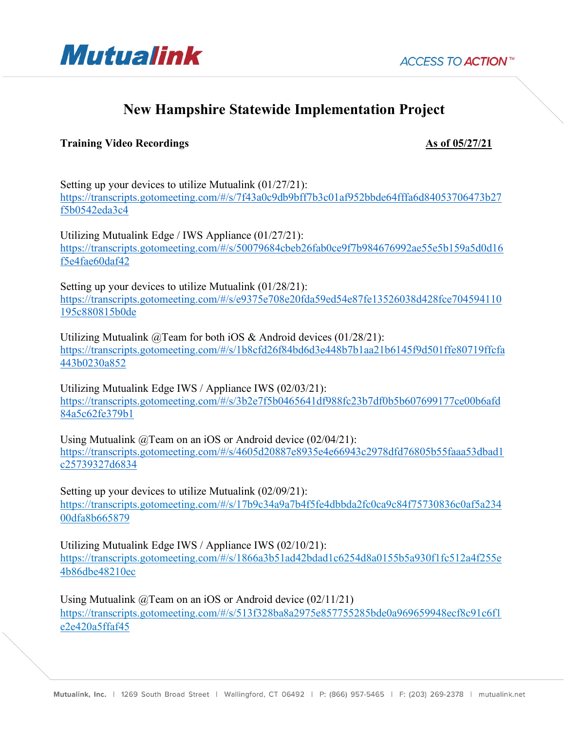# New Hampshire Statewide Implementation Project

**Training Video Recordings** **As of 05/27/21**

Setting up your devices to utilize Mutualink (01/27/21):
https://transcripts.gotomeeting.com/#/s/7f43a0c9db9bff7b3c01af952bbde64fffa6d84053706473b27f5b0542eda3c4

Utilizing Mutualink Edge / IWS Appliance (01/27/21):
https://transcripts.gotomeeting.com/#/s/50079684cbeb26fab0ce9f7b984676992ae55e5b159a5d0d16f5e4fae60daf42

Setting up your devices to utilize Mutualink (01/28/21):
https://transcripts.gotomeeting.com/#/s/e9375e708e20fda59ed54e87fe13526038d428fce704594110195c880815b0de

Utilizing Mutualink @Team for both iOS & Android devices (01/28/21):
https://transcripts.gotomeeting.com/#/s/1b8cfd26f84bd6d3e448b7b1aa21b6145f9d501ffe80719ffcfa443b0230a852

Utilizing Mutualink Edge IWS / Appliance IWS (02/03/21):
https://transcripts.gotomeeting.com/#/s/3b2e7f5b0465641df988fc23b7df0b5b607699177ce00b6afd84a5c62fe379b1

Using Mutualink @Team on an iOS or Android device (02/04/21):
https://transcripts.gotomeeting.com/#/s/4605d20887e8935e4e66943c2978dfd76805b55faaa53dbad1c25739327d6834

Setting up your devices to utilize Mutualink (02/09/21):
https://transcripts.gotomeeting.com/#/s/17b9c34a9a7b4f5fe4dbbda2fc0ca9c84f75730836c0af5a23400dfa8b665879

Utilizing Mutualink Edge IWS / Appliance IWS (02/10/21):
https://transcripts.gotomeeting.com/#/s/1866a3b51ad42bdad1c6254d8a0155b5a930f1fc512a4f255e4b86dbe48210ec

Using Mutualink @Team on an iOS or Android device (02/11/21)
https://transcripts.gotomeeting.com/#/s/513f328ba8a2975e857755285bde0a969659948ecf8c91c6f1e2e420a5ffaf45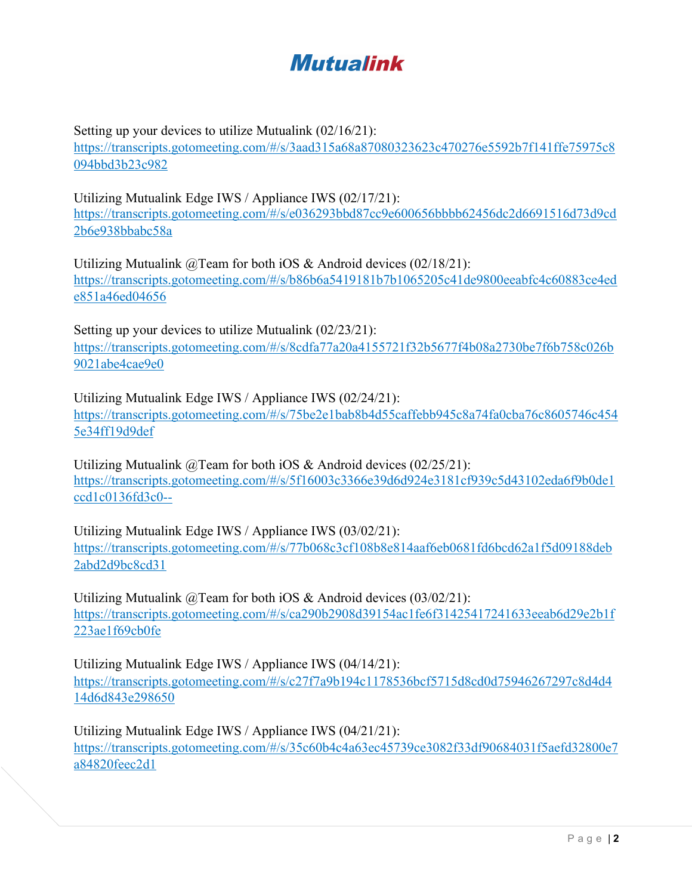Setting up your devices to utilize Mutualink (02/16/21):
https://transcripts.gotomeeting.com/#/s/3aad315a68a87080323623c470276e5592b7f141ffe75975c8094bbd3b23c982

Utilizing Mutualink Edge IWS / Appliance IWS (02/17/21):
https://transcripts.gotomeeting.com/#/s/e036293bbd87cc9e600656bbbb62456dc2d6691516d73d9cd2b6e938bbabc58a

Utilizing Mutualink @Team for both iOS & Android devices (02/18/21):
https://transcripts.gotomeeting.com/#/s/b86b6a5419181b7b1065205c41de9800eeabfc4c60883ce4ede851a46ed04656

Setting up your devices to utilize Mutualink (02/23/21):
https://transcripts.gotomeeting.com/#/s/8cdfa77a20a4155721f32b5677f4b08a2730be7f6b758c026b9021abe4cae9e0

Utilizing Mutualink Edge IWS / Appliance IWS (02/24/21):
https://transcripts.gotomeeting.com/#/s/75be2e1bab8b4d55caffebb945c8a74fa0cba76c8605746c4545e34ff19d9def

Utilizing Mutualink @Team for both iOS & Android devices (02/25/21):
https://transcripts.gotomeeting.com/#/s/5f16003c3366e39d6d924e3181cf939c5d43102eda6f9b0de1ccd1c0136fd3c0--

Utilizing Mutualink Edge IWS / Appliance IWS (03/02/21):
https://transcripts.gotomeeting.com/#/s/77b068c3cf108b8e814aaf6eb0681fd6bcd62a1f5d09188deb2abd2d9bc8cd31

Utilizing Mutualink @Team for both iOS & Android devices (03/02/21):
https://transcripts.gotomeeting.com/#/s/ca290b2908d39154ac1fe6f31425417241633eeab6d29e2b1f223ae1f69cb0fe

Utilizing Mutualink Edge IWS / Appliance IWS (04/14/21):
https://transcripts.gotomeeting.com/#/s/c27f7a9b194c1178536bcf5715d8cd0d75946267297c8d4d414d6d843e298650

Utilizing Mutualink Edge IWS / Appliance IWS (04/21/21):
https://transcripts.gotomeeting.com/#/s/35c60b4c4a63ec45739ce3082f33df90684031f5aefd32800e7a84820feec2d1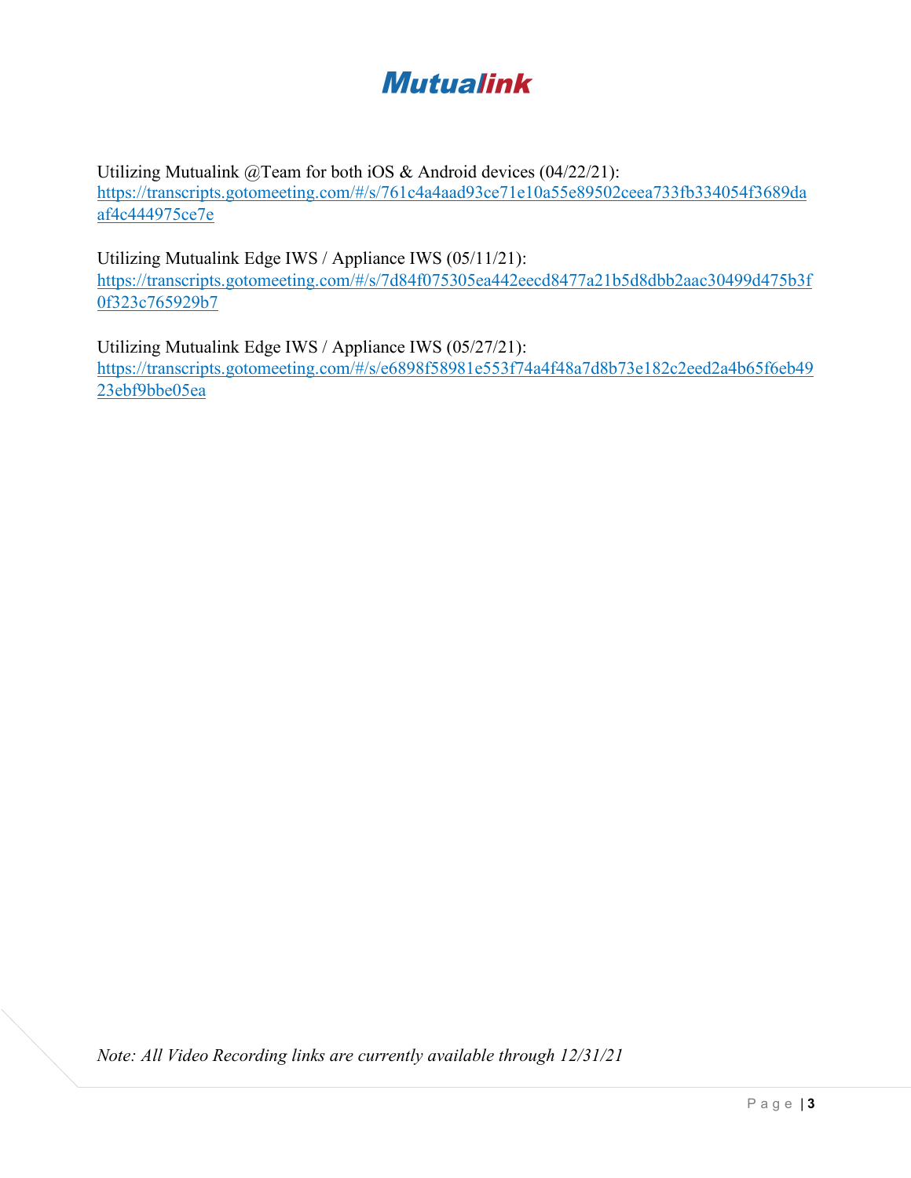Utilizing Mutualink @Team for both iOS & Android devices (04/22/21):
https://transcripts.gotomeeting.com/#/s/761c4a4aad93ce71e10a55e89502ceea733fb334054f3689daaf4c444975ce7e

Utilizing Mutualink Edge IWS / Appliance IWS (05/11/21):
https://transcripts.gotomeeting.com/#/s/7d84f075305ea442eecd8477a21b5d8dbb2aac30499d475b3f0f323c765929b7

Utilizing Mutualink Edge IWS / Appliance IWS (05/27/21):
https://transcripts.gotomeeting.com/#/s/e6898f58981e553f74a4f48a7d8b73e182c2eed2a4b65f6eb4923ebf9bbe05ea

*Note: All Video Recording links are currently available through 12/31/21*